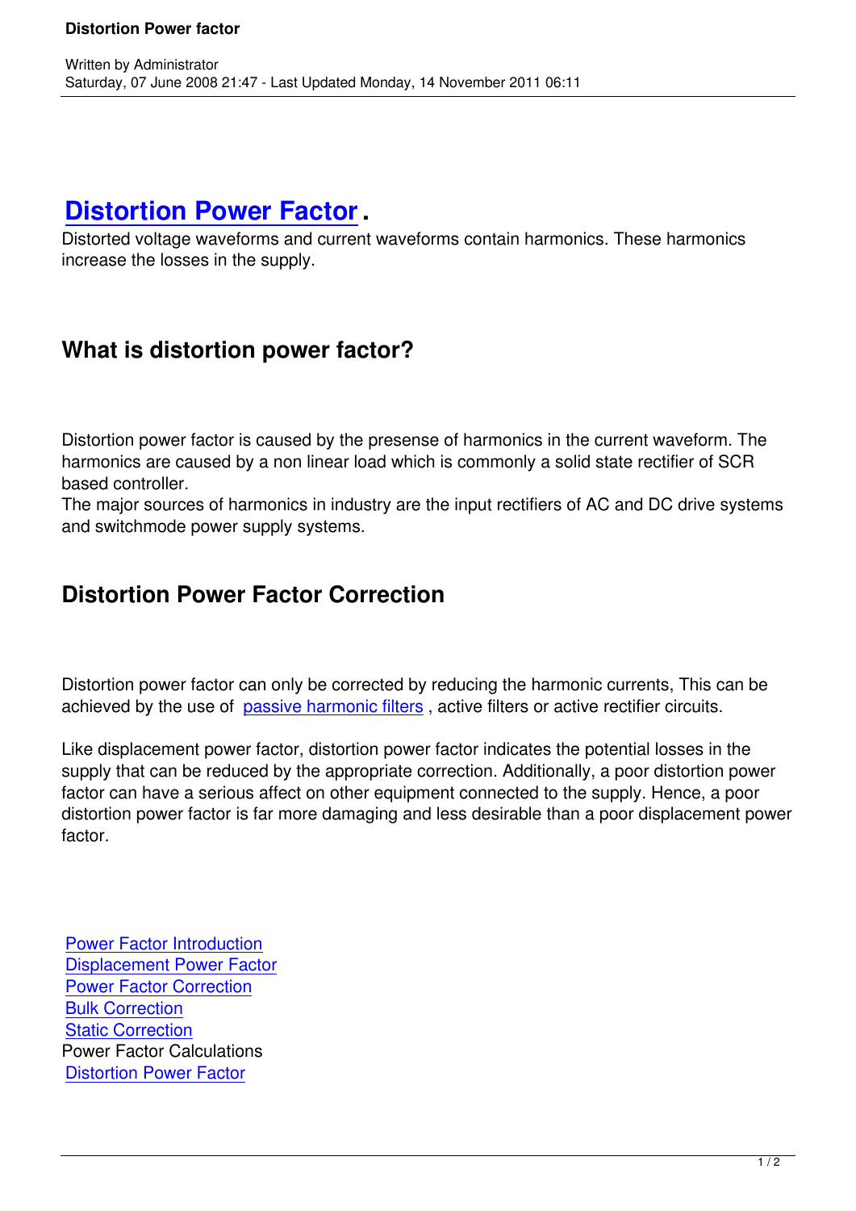# Distortion Power Factor .

Distorted voltage waveforms and current waveforms contain harmonics. These harmonics increase the losses in the supply.

## What is distortion power factor?

Distortion power factor is caused by the presense of harmonics in the current waveform. The harmonics are caused by a non linear load which is commonly a solid state rectifier of SCR based controller.
The major sources of harmonics in industry are the input rectifiers of AC and DC drive systems and switchmode power supply systems.

## Distortion Power Factor Correction

Distortion power factor can only be corrected by reducing the harmonic currents, This can be achieved by the use of passive harmonic filters , active filters or active rectifier circuits.

Like displacement power factor, distortion power factor indicates the potential losses in the supply that can be reduced by the appropriate correction. Additionally, a poor distortion power factor can have a serious affect on other equipment connected to the supply. Hence, a poor distortion power factor is far more damaging and less desirable than a poor displacement power factor.

Power Factor Introduction
Displacement Power Factor
Power Factor Correction
Bulk Correction
Static Correction
Power Factor Calculations
Distortion Power Factor